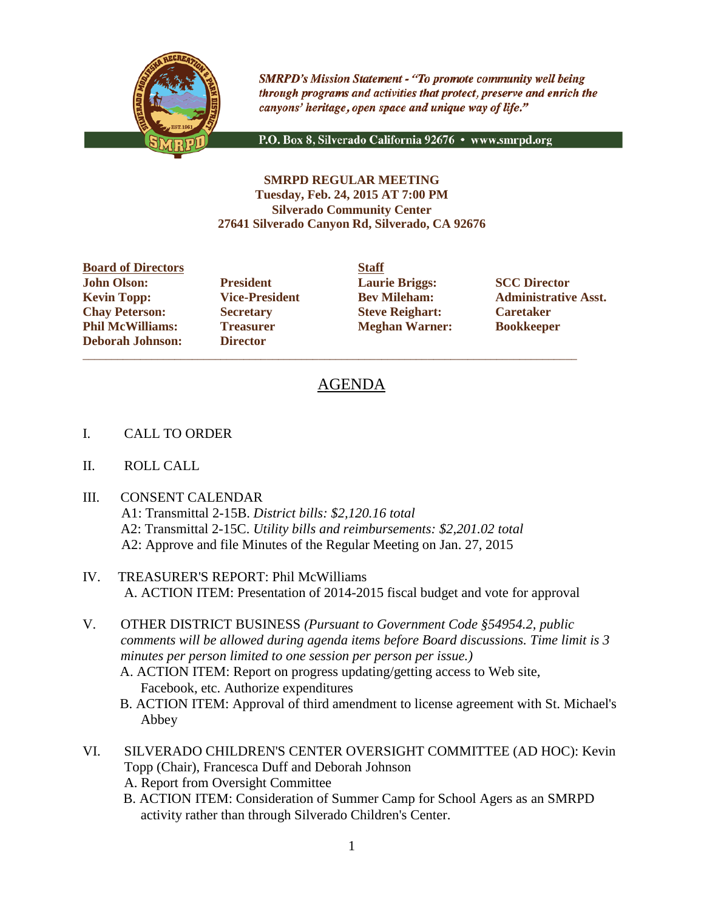*SMRPD's Mission Statement - "To promote community well being through programs and activities that protect, preserve and enrich the canyons' heritage, open space and unique way of life."*

P.O. Box 8, Silverado California 92676 • www.smrpd.org

**SMRPD REGULAR MEETING**
**Tuesday, Feb. 24, 2015 AT 7:00 PM**
**Silverado Community Center**
**27641 Silverado Canyon Rd, Silverado, CA 92676**

| **Board of Directors** | | **Staff** | |
|---|---|---|---|
| **John Olson:** | **President** | **Laurie Briggs:** | **SCC Director** |
| **Kevin Topp:** | **Vice-President** | **Bev Mileham:** | **Administrative Asst.** |
| **Chay Peterson:** | **Secretary** | **Steve Reighart:** | **Caretaker** |
| **Phil McWilliams:** | **Treasurer** | **Meghan Warner:** | **Bookkeeper** |
| **Deborah Johnson:** | **Director** | | |

---

# AGENDA

I. CALL TO ORDER

II. ROLL CALL

III. CONSENT CALENDAR
  A1: Transmittal 2-15B. *District bills: $2,120.16 total*
  A2: Transmittal 2-15C. *Utility bills and reimbursements: $2,201.02 total*
  A2: Approve and file Minutes of the Regular Meeting on Jan. 27, 2015

IV. TREASURER'S REPORT: Phil McWilliams
  A. ACTION ITEM: Presentation of 2014-2015 fiscal budget and vote for approval

V. OTHER DISTRICT BUSINESS *(Pursuant to Government Code §54954.2, public comments will be allowed during agenda items before Board discussions. Time limit is 3 minutes per person limited to one session per person per issue.)*
  A. ACTION ITEM: Report on progress updating/getting access to Web site, Facebook, etc. Authorize expenditures
  B. ACTION ITEM: Approval of third amendment to license agreement with St. Michael's Abbey

VI. SILVERADO CHILDREN'S CENTER OVERSIGHT COMMITTEE (AD HOC): Kevin Topp (Chair), Francesca Duff and Deborah Johnson
  A. Report from Oversight Committee
  B. ACTION ITEM: Consideration of Summer Camp for School Agers as an SMRPD activity rather than through Silverado Children's Center.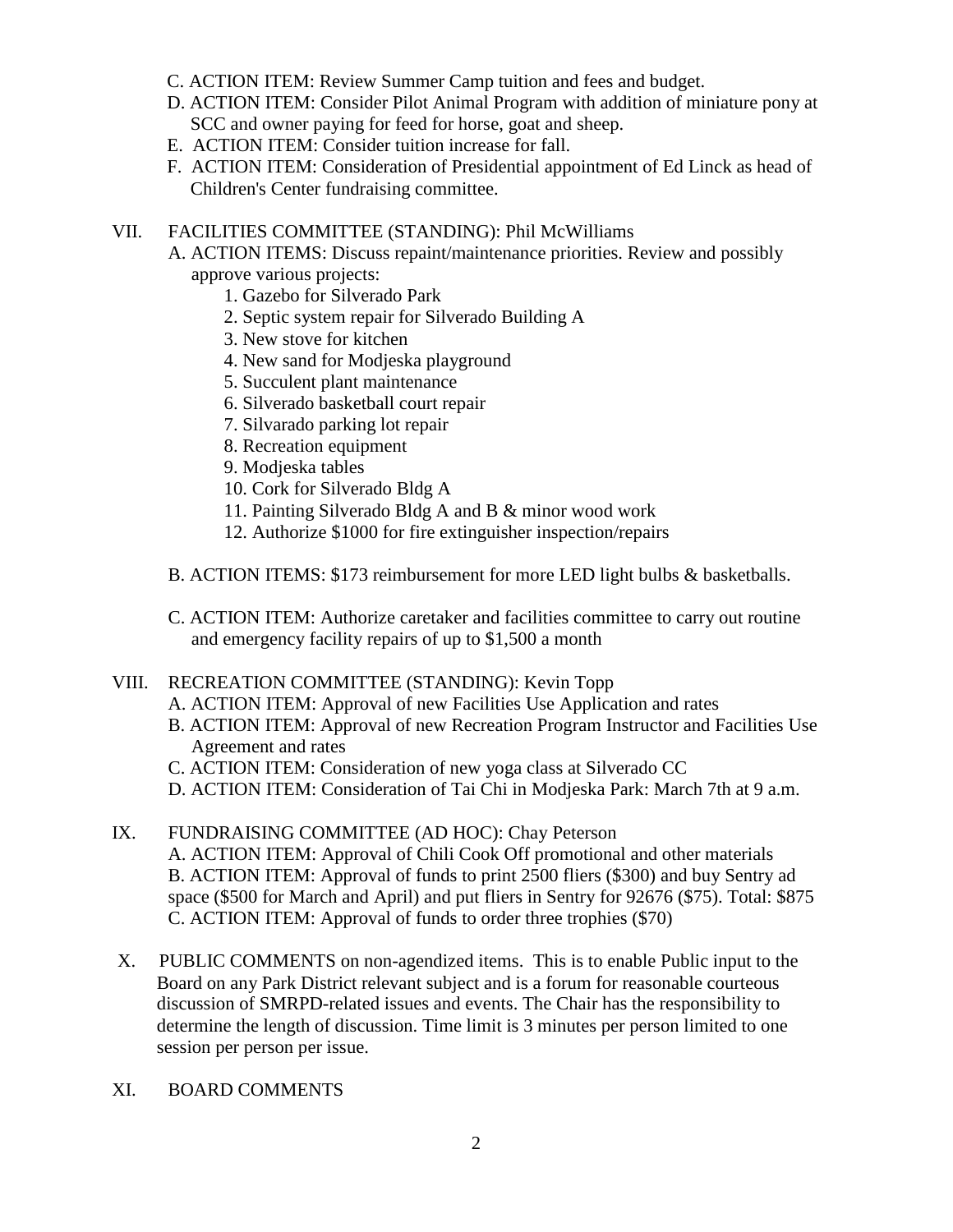C. ACTION ITEM: Review Summer Camp tuition and fees and budget.

D. ACTION ITEM: Consider Pilot Animal Program with addition of miniature pony at SCC and owner paying for feed for horse, goat and sheep.

E. ACTION ITEM: Consider tuition increase for fall.

F. ACTION ITEM: Consideration of Presidential appointment of Ed Linck as head of Children's Center fundraising committee.

VII. FACILITIES COMMITTEE (STANDING): Phil McWilliams

A. ACTION ITEMS: Discuss repaint/maintenance priorities. Review and possibly approve various projects:

1. Gazebo for Silverado Park
2. Septic system repair for Silverado Building A
3. New stove for kitchen
4. New sand for Modjeska playground
5. Succulent plant maintenance
6. Silverado basketball court repair
7. Silvarado parking lot repair
8. Recreation equipment
9. Modjeska tables
10. Cork for Silverado Bldg A
11. Painting Silverado Bldg A and B & minor wood work
12. Authorize $1000 for fire extinguisher inspection/repairs

B. ACTION ITEMS: $173 reimbursement for more LED light bulbs & basketballs.

C. ACTION ITEM: Authorize caretaker and facilities committee to carry out routine and emergency facility repairs of up to $1,500 a month

VIII. RECREATION COMMITTEE (STANDING): Kevin Topp

A. ACTION ITEM: Approval of new Facilities Use Application and rates

B. ACTION ITEM: Approval of new Recreation Program Instructor and Facilities Use Agreement and rates

C. ACTION ITEM: Consideration of new yoga class at Silverado CC

D. ACTION ITEM: Consideration of Tai Chi in Modjeska Park: March 7th at 9 a.m.

IX. FUNDRAISING COMMITTEE (AD HOC): Chay Peterson

A. ACTION ITEM: Approval of Chili Cook Off promotional and other materials

B. ACTION ITEM: Approval of funds to print 2500 fliers ($300) and buy Sentry ad space ($500 for March and April) and put fliers in Sentry for 92676 ($75). Total: $875

C. ACTION ITEM: Approval of funds to order three trophies ($70)

X. PUBLIC COMMENTS on non-agendized items. This is to enable Public input to the Board on any Park District relevant subject and is a forum for reasonable courteous discussion of SMRPD-related issues and events. The Chair has the responsibility to determine the length of discussion. Time limit is 3 minutes per person limited to one session per person per issue.

XI. BOARD COMMENTS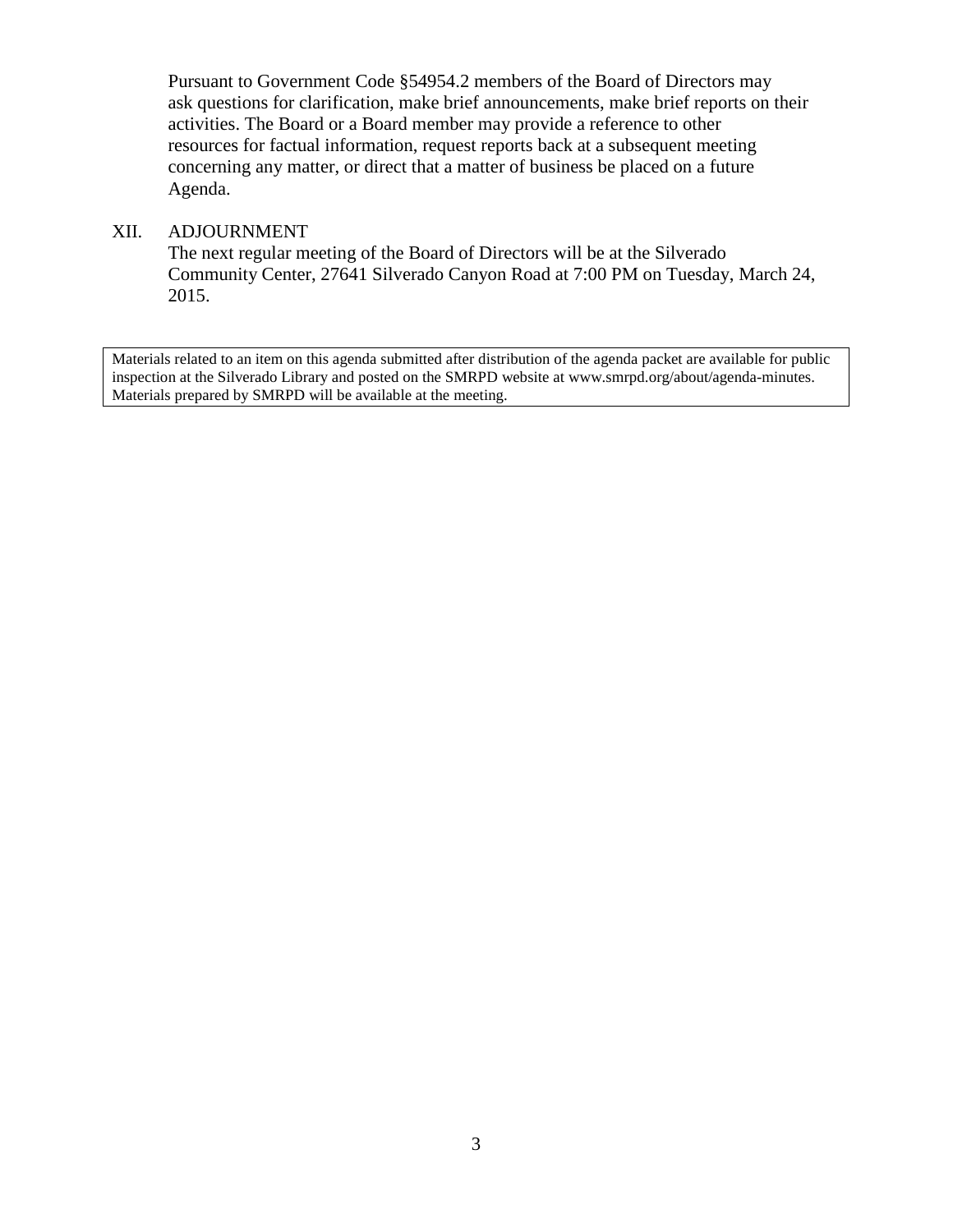Pursuant to Government Code §54954.2 members of the Board of Directors may ask questions for clarification, make brief announcements, make brief reports on their activities. The Board or a Board member may provide a reference to other resources for factual information, request reports back at a subsequent meeting concerning any matter, or direct that a matter of business be placed on a future Agenda.

XII. ADJOURNMENT

The next regular meeting of the Board of Directors will be at the Silverado Community Center, 27641 Silverado Canyon Road at 7:00 PM on Tuesday, March 24, 2015.

Materials related to an item on this agenda submitted after distribution of the agenda packet are available for public inspection at the Silverado Library and posted on the SMRPD website at www.smrpd.org/about/agenda-minutes. Materials prepared by SMRPD will be available at the meeting.